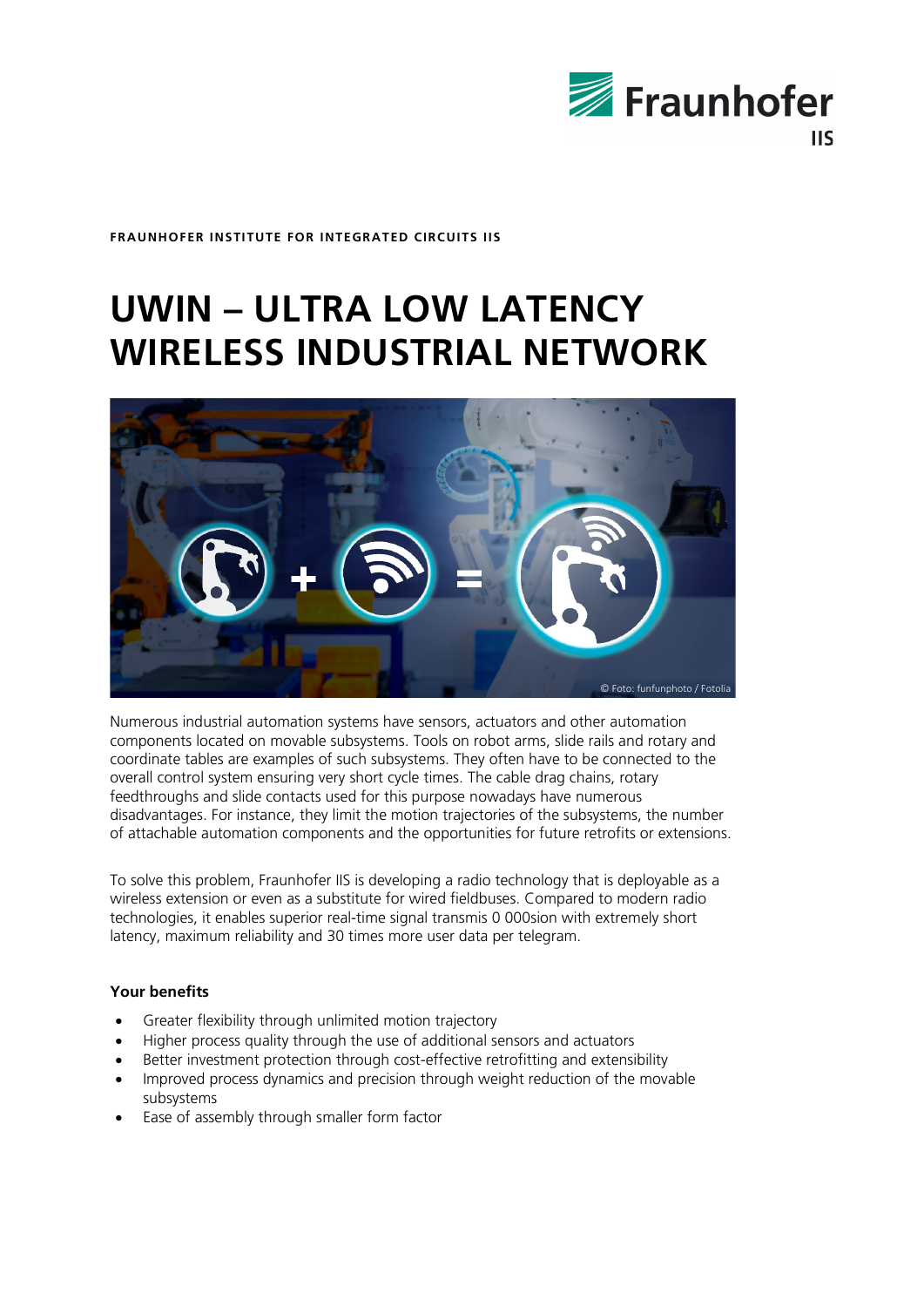FRAUNHOFER INSTITUTE FOR INTEGRATED CIRCUITS IIS

# UWIN – ULTRA LOW LATENCY WIRELESS INDUSTRIAL NETWORK

© Foto: funfunphoto / Fotolia

Numerous industrial automation systems have sensors, actuators and other automation components located on movable subsystems. Tools on robot arms, slide rails and rotary and coordinate tables are examples of such subsystems. They often have to be connected to the overall control system ensuring very short cycle times. The cable drag chains, rotary feedthroughs and slide contacts used for this purpose nowadays have numerous disadvantages. For instance, they limit the motion trajectories of the subsystems, the number of attachable automation components and the opportunities for future retrofits or extensions.

To solve this problem, Fraunhofer IIS is developing a radio technology that is deployable as a wireless extension or even as a substitute for wired fieldbuses. Compared to modern radio technologies, it enables superior real-time signal transmis 0 000sion with extremely short latency, maximum reliability and 30 times more user data per telegram.

**Your benefits**

- Greater flexibility through unlimited motion trajectory
- Higher process quality through the use of additional sensors and actuators
- Better investment protection through cost-effective retrofitting and extensibility
- Improved process dynamics and precision through weight reduction of the movable subsystems
- Ease of assembly through smaller form factor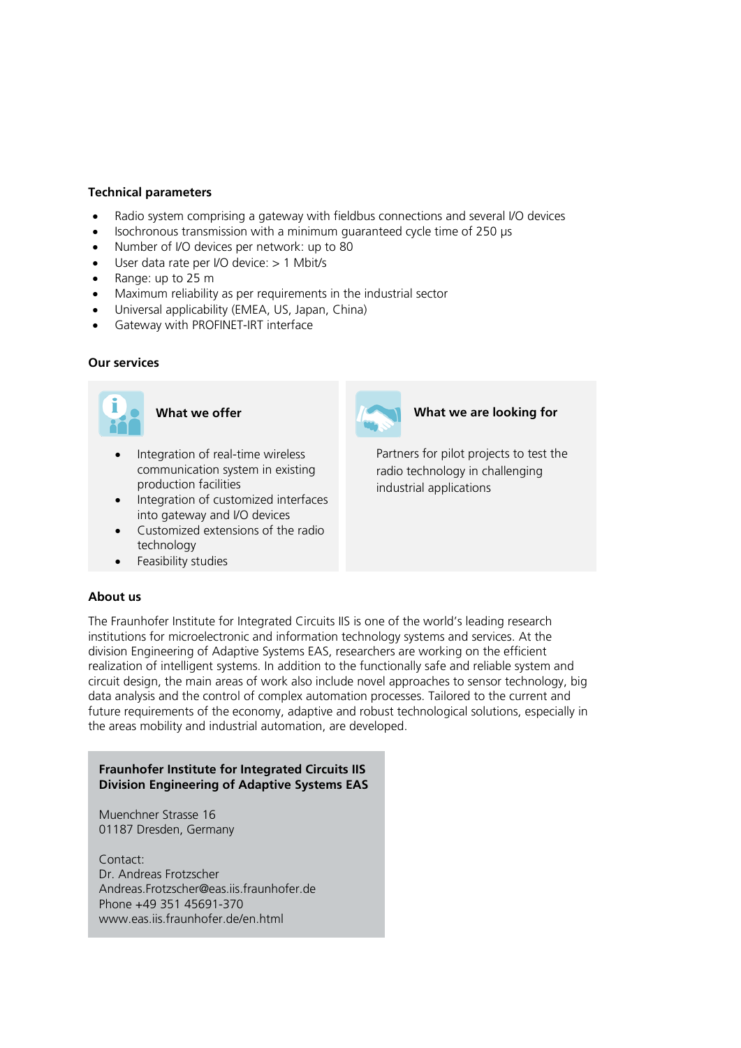**Technical parameters**

- Radio system comprising a gateway with fieldbus connections and several I/O devices
- Isochronous transmission with a minimum guaranteed cycle time of 250 µs
- Number of I/O devices per network: up to 80
- User data rate per I/O device: > 1 Mbit/s
- Range: up to 25 m
- Maximum reliability as per requirements in the industrial sector
- Universal applicability (EMEA, US, Japan, China)
- Gateway with PROFINET-IRT interface

**Our services**

**What we offer**

- Integration of real-time wireless communication system in existing production facilities
- Integration of customized interfaces into gateway and I/O devices
- Customized extensions of the radio technology
- Feasibility studies

**What we are looking for**

Partners for pilot projects to test the radio technology in challenging industrial applications

**About us**

The Fraunhofer Institute for Integrated Circuits IIS is one of the world's leading research institutions for microelectronic and information technology systems and services. At the division Engineering of Adaptive Systems EAS, researchers are working on the efficient realization of intelligent systems. In addition to the functionally safe and reliable system and circuit design, the main areas of work also include novel approaches to sensor technology, big data analysis and the control of complex automation processes. Tailored to the current and future requirements of the economy, adaptive and robust technological solutions, especially in the areas mobility and industrial automation, are developed.

**Fraunhofer Institute for Integrated Circuits IIS**
**Division Engineering of Adaptive Systems EAS**

Muenchner Strasse 16
01187 Dresden, Germany

Contact:
Dr. Andreas Frotzscher
Andreas.Frotzscher@eas.iis.fraunhofer.de
Phone +49 351 45691-370
www.eas.iis.fraunhofer.de/en.html